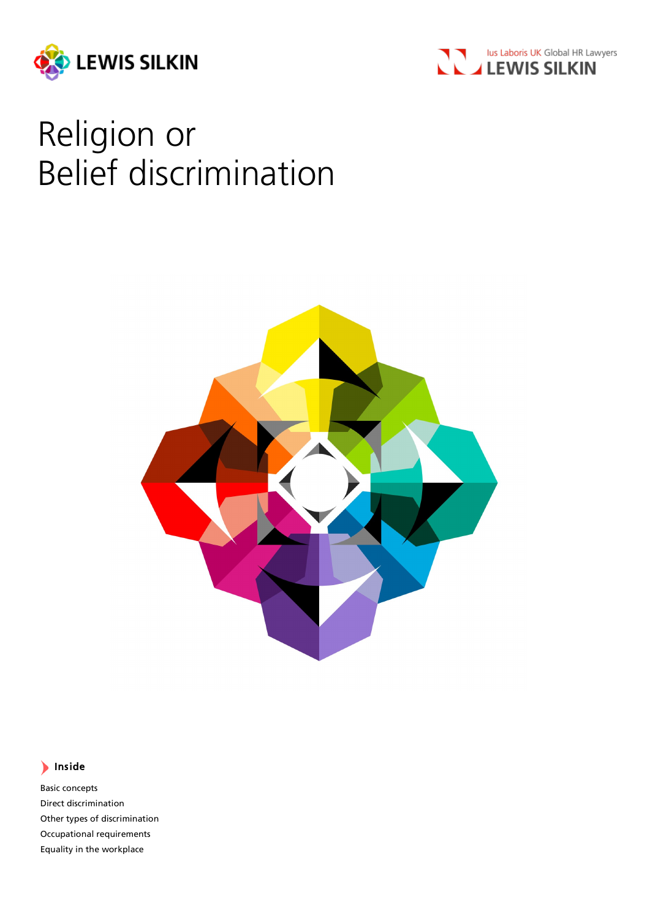LEWIS SILKIN

Ius Laboris UK Global HR Lawyers
LEWIS SILKIN

# Religion or Belief discrimination

**Inside**

Basic concepts
Direct discrimination
Other types of discrimination
Occupational requirements
Equality in the workplace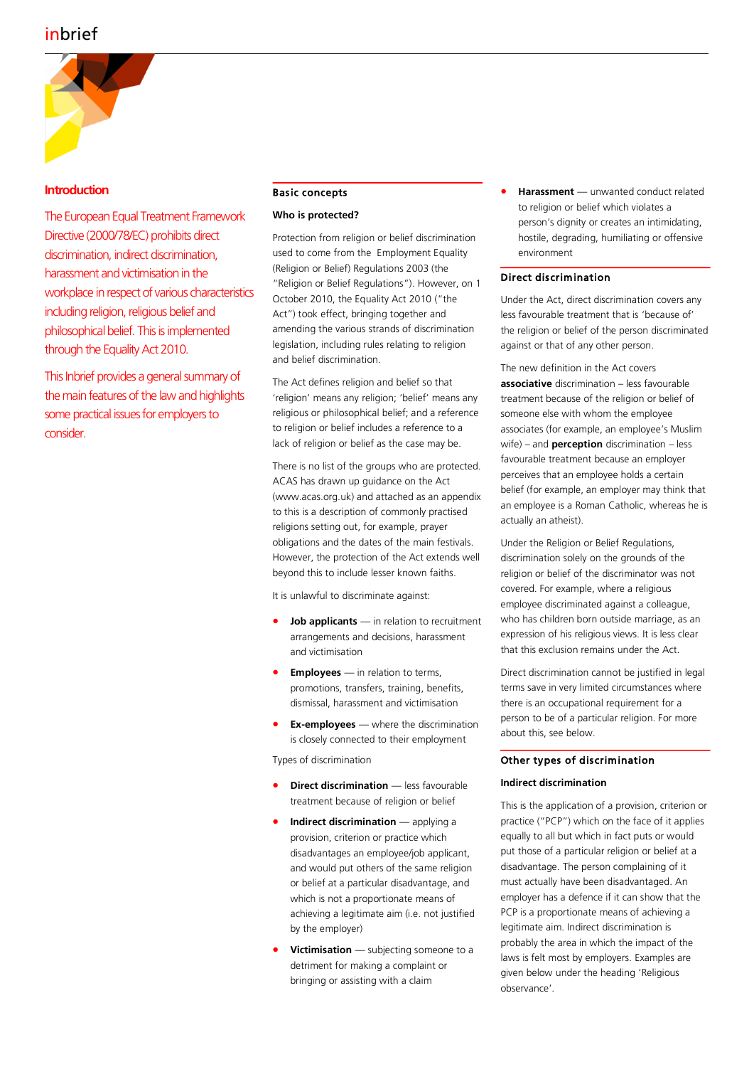## Introduction

The European Equal Treatment Framework Directive (2000/78/EC) prohibits direct discrimination, indirect discrimination, harassment and victimisation in the workplace in respect of various characteristics including religion, religious belief and philosophical belief. This is implemented through the Equality Act 2010.

This Inbrief provides a general summary of the main features of the law and highlights some practical issues for employers to consider.

## Basic concepts

### Who is protected?

Protection from religion or belief discrimination used to come from the Employment Equality (Religion or Belief) Regulations 2003 (the "Religion or Belief Regulations"). However, on 1 October 2010, the Equality Act 2010 ("the Act") took effect, bringing together and amending the various strands of discrimination legislation, including rules relating to religion and belief discrimination.

The Act defines religion and belief so that 'religion' means any religion; 'belief' means any religious or philosophical belief; and a reference to religion or belief includes a reference to a lack of religion or belief as the case may be.

There is no list of the groups who are protected. ACAS has drawn up guidance on the Act (www.acas.org.uk) and attached as an appendix to this is a description of commonly practised religions setting out, for example, prayer obligations and the dates of the main festivals. However, the protection of the Act extends well beyond this to include lesser known faiths.

It is unlawful to discriminate against:

- **Job applicants** — in relation to recruitment arrangements and decisions, harassment and victimisation
- **Employees** — in relation to terms, promotions, transfers, training, benefits, dismissal, harassment and victimisation
- **Ex-employees** — where the discrimination is closely connected to their employment

Types of discrimination

- **Direct discrimination** — less favourable treatment because of religion or belief
- **Indirect discrimination** — applying a provision, criterion or practice which disadvantages an employee/job applicant, and would put others of the same religion or belief at a particular disadvantage, and which is not a proportionate means of achieving a legitimate aim (i.e. not justified by the employer)
- **Victimisation** — subjecting someone to a detriment for making a complaint or bringing or assisting with a claim
- **Harassment** — unwanted conduct related to religion or belief which violates a person's dignity or creates an intimidating, hostile, degrading, humiliating or offensive environment

## Direct discrimination

Under the Act, direct discrimination covers any less favourable treatment that is 'because of' the religion or belief of the person discriminated against or that of any other person.

The new definition in the Act covers **associative** discrimination – less favourable treatment because of the religion or belief of someone else with whom the employee associates (for example, an employee's Muslim wife) – and **perception** discrimination – less favourable treatment because an employer perceives that an employee holds a certain belief (for example, an employer may think that an employee is a Roman Catholic, whereas he is actually an atheist).

Under the Religion or Belief Regulations, discrimination solely on the grounds of the religion or belief of the discriminator was not covered. For example, where a religious employee discriminated against a colleague, who has children born outside marriage, as an expression of his religious views. It is less clear that this exclusion remains under the Act.

Direct discrimination cannot be justified in legal terms save in very limited circumstances where there is an occupational requirement for a person to be of a particular religion. For more about this, see below.

## Other types of discrimination

### Indirect discrimination

This is the application of a provision, criterion or practice ("PCP") which on the face of it applies equally to all but which in fact puts or would put those of a particular religion or belief at a disadvantage. The person complaining of it must actually have been disadvantaged. An employer has a defence if it can show that the PCP is a proportionate means of achieving a legitimate aim. Indirect discrimination is probably the area in which the impact of the laws is felt most by employers. Examples are given below under the heading 'Religious observance'.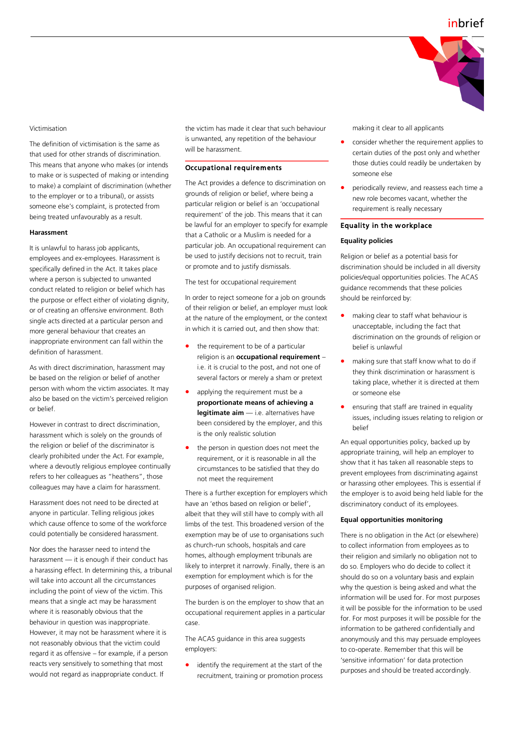Victimisation

The definition of victimisation is the same as that used for other strands of discrimination. This means that anyone who makes (or intends to make or is suspected of making or intending to make) a complaint of discrimination (whether to the employer or to a tribunal), or assists someone else's complaint, is protected from being treated unfavourably as a result.

**Harassment**

It is unlawful to harass job applicants, employees and ex-employees. Harassment is specifically defined in the Act. It takes place where a person is subjected to unwanted conduct related to religion or belief which has the purpose or effect either of violating dignity, or of creating an offensive environment. Both single acts directed at a particular person and more general behaviour that creates an inappropriate environment can fall within the definition of harassment.

As with direct discrimination, harassment may be based on the religion or belief of another person with whom the victim associates. It may also be based on the victim's perceived religion or belief.

However in contrast to direct discrimination, harassment which is solely on the grounds of the religion or belief of the discriminator is clearly prohibited under the Act. For example, where a devoutly religious employee continually refers to her colleagues as "heathens", those colleagues may have a claim for harassment.

Harassment does not need to be directed at anyone in particular. Telling religious jokes which cause offence to some of the workforce could potentially be considered harassment.

Nor does the harasser need to intend the harassment — it is enough if their conduct has a harassing effect. In determining this, a tribunal will take into account all the circumstances including the point of view of the victim. This means that a single act may be harassment where it is reasonably obvious that the behaviour in question was inappropriate. However, it may not be harassment where it is not reasonably obvious that the victim could regard it as offensive – for example, if a person reacts very sensitively to something that most would not regard as inappropriate conduct. If the victim has made it clear that such behaviour is unwanted, any repetition of the behaviour will be harassment.

## Occupational requirements

The Act provides a defence to discrimination on grounds of religion or belief, where being a particular religion or belief is an 'occupational requirement' of the job. This means that it can be lawful for an employer to specify for example that a Catholic or a Muslim is needed for a particular job. An occupational requirement can be used to justify decisions not to recruit, train or promote and to justify dismissals.

The test for occupational requirement

In order to reject someone for a job on grounds of their religion or belief, an employer must look at the nature of the employment, or the context in which it is carried out, and then show that:

- the requirement to be of a particular religion is an **occupational requirement** – i.e. it is crucial to the post, and not one of several factors or merely a sham or pretext
- applying the requirement must be a **proportionate means of achieving a legitimate aim** — i.e. alternatives have been considered by the employer, and this is the only realistic solution
- the person in question does not meet the requirement, or it is reasonable in all the circumstances to be satisfied that they do not meet the requirement

There is a further exception for employers which have an 'ethos based on religion or belief', albeit that they will still have to comply with all limbs of the test. This broadened version of the exemption may be of use to organisations such as church-run schools, hospitals and care homes, although employment tribunals are likely to interpret it narrowly. Finally, there is an exemption for employment which is for the purposes of organised religion.

The burden is on the employer to show that an occupational requirement applies in a particular case.

The ACAS guidance in this area suggests employers:

- identify the requirement at the start of the recruitment, training or promotion process making it clear to all applicants
- consider whether the requirement applies to certain duties of the post only and whether those duties could readily be undertaken by someone else
- periodically review, and reassess each time a new role becomes vacant, whether the requirement is really necessary

## Equality in the workplace

**Equality policies**

Religion or belief as a potential basis for discrimination should be included in all diversity policies/equal opportunities policies. The ACAS guidance recommends that these policies should be reinforced by:

- making clear to staff what behaviour is unacceptable, including the fact that discrimination on the grounds of religion or belief is unlawful
- making sure that staff know what to do if they think discrimination or harassment is taking place, whether it is directed at them or someone else
- ensuring that staff are trained in equality issues, including issues relating to religion or belief

An equal opportunities policy, backed up by appropriate training, will help an employer to show that it has taken all reasonable steps to prevent employees from discriminating against or harassing other employees. This is essential if the employer is to avoid being held liable for the discriminatory conduct of its employees.

**Equal opportunities monitoring**

There is no obligation in the Act (or elsewhere) to collect information from employees as to their religion and similarly no obligation not to do so. Employers who do decide to collect it should do so on a voluntary basis and explain why the question is being asked and what the information will be used for. For most purposes it will be possible for the information to be used for. For most purposes it will be possible for the information to be gathered confidentially and anonymously and this may persuade employees to co-operate. Remember that this will be 'sensitive information' for data protection purposes and should be treated accordingly.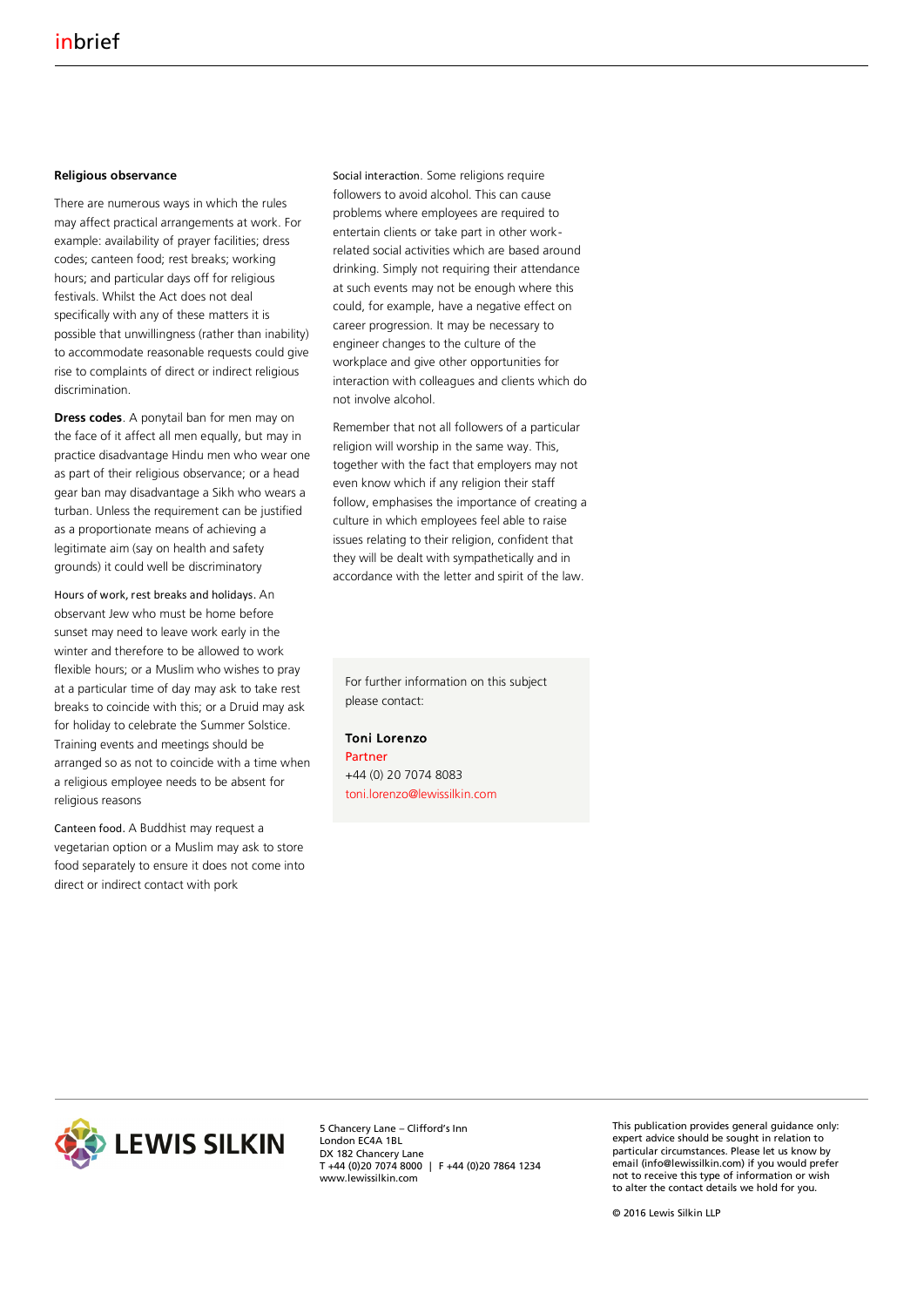**Religious observance**

There are numerous ways in which the rules may affect practical arrangements at work. For example: availability of prayer facilities; dress codes; canteen food; rest breaks; working hours; and particular days off for religious festivals. Whilst the Act does not deal specifically with any of these matters it is possible that unwillingness (rather than inability) to accommodate reasonable requests could give rise to complaints of direct or indirect religious discrimination.

**Dress codes**. A ponytail ban for men may on the face of it affect all men equally, but may in practice disadvantage Hindu men who wear one as part of their religious observance; or a head gear ban may disadvantage a Sikh who wears a turban. Unless the requirement can be justified as a proportionate means of achieving a legitimate aim (say on health and safety grounds) it could well be discriminatory

Hours of work, rest breaks and holidays. An observant Jew who must be home before sunset may need to leave work early in the winter and therefore to be allowed to work flexible hours; or a Muslim who wishes to pray at a particular time of day may ask to take rest breaks to coincide with this; or a Druid may ask for holiday to celebrate the Summer Solstice. Training events and meetings should be arranged so as not to coincide with a time when a religious employee needs to be absent for religious reasons

Canteen food. A Buddhist may request a vegetarian option or a Muslim may ask to store food separately to ensure it does not come into direct or indirect contact with pork

Social interaction. Some religions require followers to avoid alcohol. This can cause problems where employees are required to entertain clients or take part in other work-related social activities which are based around drinking. Simply not requiring their attendance at such events may not be enough where this could, for example, have a negative effect on career progression. It may be necessary to engineer changes to the culture of the workplace and give other opportunities for interaction with colleagues and clients which do not involve alcohol.

Remember that not all followers of a particular religion will worship in the same way. This, together with the fact that employers may not even know which if any religion their staff follow, emphasises the importance of creating a culture in which employees feel able to raise issues relating to their religion, confident that they will be dealt with sympathetically and in accordance with the letter and spirit of the law.

For further information on this subject please contact:

**Toni Lorenzo**
Partner
+44 (0) 20 7074 8083
toni.lorenzo@lewissilkin.com

LEWIS SILKIN

5 Chancery Lane – Clifford's Inn
London EC4A 1BL
DX 182 Chancery Lane
T +44 (0)20 7074 8000 | F +44 (0)20 7864 1234
www.lewissilkin.com

This publication provides general guidance only: expert advice should be sought in relation to particular circumstances. Please let us know by email (info@lewissilkin.com) if you would prefer not to receive this type of information or wish to alter the contact details we hold for you.

© 2016 Lewis Silkin LLP